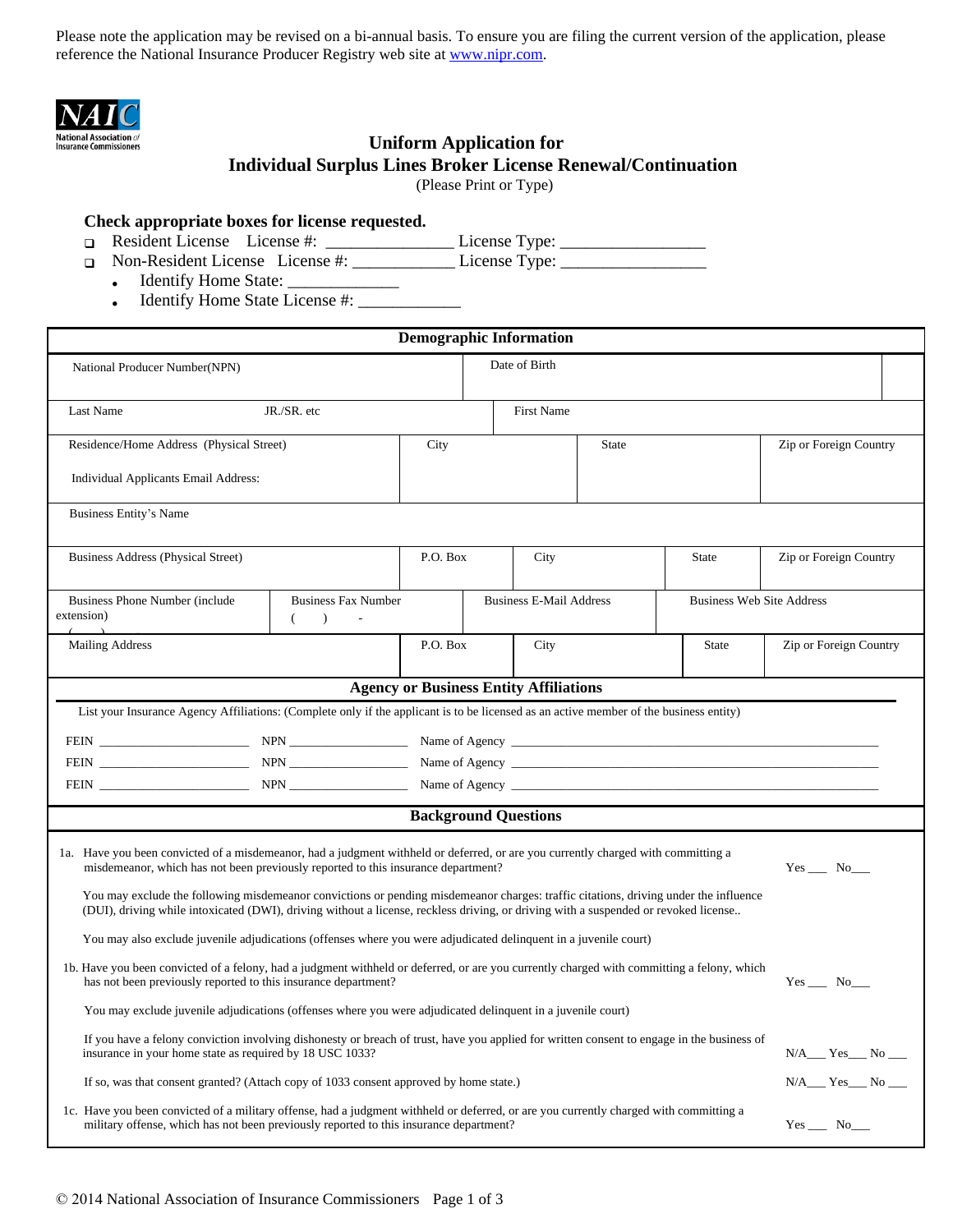Please note the application may be revised on a bi-annual basis. To ensure you are filing the current version of the application, please reference the National Insurance Producer Registry web site at www.nipr.com.

NAIC
National Association of Insurance Commissioners

# Uniform Application for Individual Surplus Lines Broker License Renewal/Continuation

(Please Print or Type)

**Check appropriate boxes for license requested.**

- ❑ Resident License License #: ______________ License Type: ________________
- ❑ Non-Resident License License #: ____________ License Type: ________________
  - Identify Home State: ____________
  - Identify Home State License #: ___________

## Demographic Information

| National Producer Number(NPN) | | | Date of Birth | | |
|---|---|---|---|---|---|
| Last Name | JR./SR. etc | | First Name | | |
| Residence/Home Address (Physical Street)<br>Individual Applicants Email Address: | | City | | State | Zip or Foreign Country |
| Business Entity's Name | | | | | |
| Business Address (Physical Street) | P.O. Box | | City | State | Zip or Foreign Country |
| Business Phone Number (include extension) ( ) | Business Fax Number ( ) - | | Business E-Mail Address | Business Web Site Address | |
| Mailing Address | P.O. Box | | City | State | Zip or Foreign Country |

## Agency or Business Entity Affiliations

List your Insurance Agency Affiliations: (Complete only if the applicant is to be licensed as an active member of the business entity)

FEIN ______________________ NPN _________________ Name of Agency ________________________________________________________

FEIN ______________________ NPN _________________ Name of Agency ________________________________________________________

FEIN ______________________ NPN _________________ Name of Agency ________________________________________________________

## Background Questions

1a. Have you been convicted of a misdemeanor, had a judgment withheld or deferred, or are you currently charged with committing a misdemeanor, which has not been previously reported to this insurance department? Yes ___ No___

You may exclude the following misdemeanor convictions or pending misdemeanor charges: traffic citations, driving under the influence (DUI), driving while intoxicated (DWI), driving without a license, reckless driving, or driving with a suspended or revoked license..

You may also exclude juvenile adjudications (offenses where you were adjudicated delinquent in a juvenile court)

1b. Have you been convicted of a felony, had a judgment withheld or deferred, or are you currently charged with committing a felony, which has not been previously reported to this insurance department? Yes ___ No___

You may exclude juvenile adjudications (offenses where you were adjudicated delinquent in a juvenile court)

If you have a felony conviction involving dishonesty or breach of trust, have you applied for written consent to engage in the business of insurance in your home state as required by 18 USC 1033? N/A___ Yes___ No ___

If so, was that consent granted? (Attach copy of 1033 consent approved by home state.) N/A___ Yes___ No ___

1c. Have you been convicted of a military offense, had a judgment withheld or deferred, or are you currently charged with committing a military offense, which has not been previously reported to this insurance department? Yes ___ No___

© 2014 National Association of Insurance Commissioners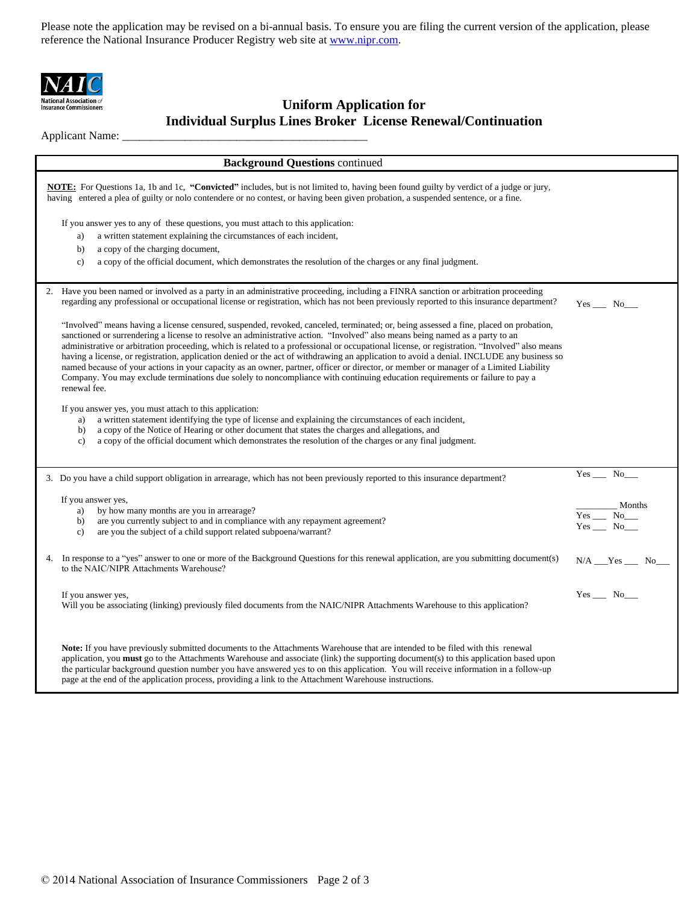Please note the application may be revised on a bi-annual basis. To ensure you are filing the current version of the application, please reference the National Insurance Producer Registry web site at www.nipr.com.

# Uniform Application for Individual Surplus Lines Broker License Renewal/Continuation

Applicant Name: ___________________________________________

## Background Questions continued

**NOTE:** For Questions 1a, 1b and 1c, **"Convicted"** includes, but is not limited to, having been found guilty by verdict of a judge or jury, having entered a plea of guilty or nolo contendere or no contest, or having been given probation, a suspended sentence, or a fine.

If you answer yes to any of these questions, you must attach to this application:

a) a written statement explaining the circumstances of each incident,
b) a copy of the charging document,
c) a copy of the official document, which demonstrates the resolution of the charges or any final judgment.

2. Have you been named or involved as a party in an administrative proceeding, including a FINRA sanction or arbitration proceeding regarding any professional or occupational license or registration, which has not been previously reported to this insurance department? Yes ___ No___

"Involved" means having a license censured, suspended, revoked, canceled, terminated; or, being assessed a fine, placed on probation, sanctioned or surrendering a license to resolve an administrative action. "Involved" also means being named as a party to an administrative or arbitration proceeding, which is related to a professional or occupational license, or registration. "Involved" also means having a license, or registration, application denied or the act of withdrawing an application to avoid a denial. INCLUDE any business so named because of your actions in your capacity as an owner, partner, officer or director, or member or manager of a Limited Liability Company. You may exclude terminations due solely to noncompliance with continuing education requirements or failure to pay a renewal fee.

If you answer yes, you must attach to this application:

a) a written statement identifying the type of license and explaining the circumstances of each incident,
b) a copy of the Notice of Hearing or other document that states the charges and allegations, and
c) a copy of the official document which demonstrates the resolution of the charges or any final judgment.

3. Do you have a child support obligation in arrearage, which has not been previously reported to this insurance department? Yes ___ No___

If you answer yes,

a) by how many months are you in arrearage? _________ Months
b) are you currently subject to and in compliance with any repayment agreement? Yes ___ No___
c) are you the subject of a child support related subpoena/warrant? Yes ___ No___

4. In response to a "yes" answer to one or more of the Background Questions for this renewal application, are you submitting document(s) to the NAIC/NIPR Attachments Warehouse? N/A ___Yes ___ No___

If you answer yes,
Will you be associating (linking) previously filed documents from the NAIC/NIPR Attachments Warehouse to this application? Yes ___ No___

**Note:** If you have previously submitted documents to the Attachments Warehouse that are intended to be filed with this renewal application, you **must** go to the Attachments Warehouse and associate (link) the supporting document(s) to this application based upon the particular background question number you have answered yes to on this application. You will receive information in a follow-up page at the end of the application process, providing a link to the Attachment Warehouse instructions.

© 2014 National Association of Insurance Commissioners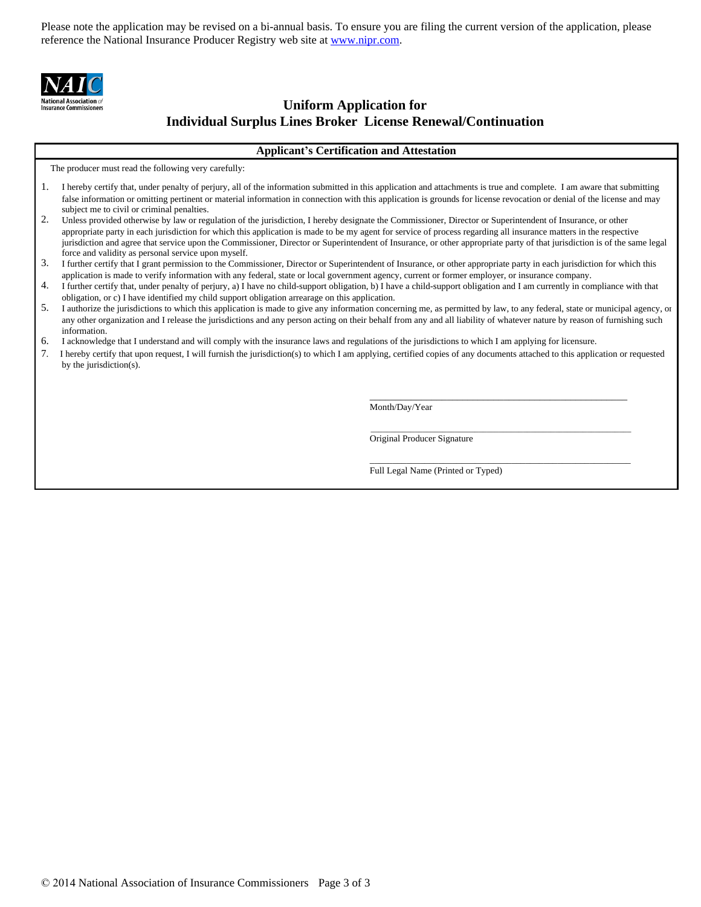Please note the application may be revised on a bi-annual basis. To ensure you are filing the current version of the application, please reference the National Insurance Producer Registry web site at www.nipr.com.

NAIC
National Association of Insurance Commissioners

# Uniform Application for Individual Surplus Lines Broker License Renewal/Continuation

## Applicant's Certification and Attestation

The producer must read the following very carefully:

1. I hereby certify that, under penalty of perjury, all of the information submitted in this application and attachments is true and complete. I am aware that submitting false information or omitting pertinent or material information in connection with this application is grounds for license revocation or denial of the license and may subject me to civil or criminal penalties.
2. Unless provided otherwise by law or regulation of the jurisdiction, I hereby designate the Commissioner, Director or Superintendent of Insurance, or other appropriate party in each jurisdiction for which this application is made to be my agent for service of process regarding all insurance matters in the respective jurisdiction and agree that service upon the Commissioner, Director or Superintendent of Insurance, or other appropriate party of that jurisdiction is of the same legal force and validity as personal service upon myself.
3. I further certify that I grant permission to the Commissioner, Director or Superintendent of Insurance, or other appropriate party in each jurisdiction for which this application is made to verify information with any federal, state or local government agency, current or former employer, or insurance company.
4. I further certify that, under penalty of perjury, a) I have no child-support obligation, b) I have a child-support obligation and I am currently in compliance with that obligation, or c) I have identified my child support obligation arrearage on this application.
5. I authorize the jurisdictions to which this application is made to give any information concerning me, as permitted by law, to any federal, state or municipal agency, or any other organization and I release the jurisdictions and any person acting on their behalf from any and all liability of whatever nature by reason of furnishing such information.
6. I acknowledge that I understand and will comply with the insurance laws and regulations of the jurisdictions to which I am applying for licensure.
7. I hereby certify that upon request, I will furnish the jurisdiction(s) to which I am applying, certified copies of any documents attached to this application or requested by the jurisdiction(s).

\_\_\_\_\_\_\_\_\_\_\_\_\_\_\_\_\_\_\_\_\_\_\_\_\_\_\_\_\_\_\_\_\_\_\_\_\_\_\_\_
Month/Day/Year

\_\_\_\_\_\_\_\_\_\_\_\_\_\_\_\_\_\_\_\_\_\_\_\_\_\_\_\_\_\_\_\_\_\_\_\_\_\_\_\_
Original Producer Signature

\_\_\_\_\_\_\_\_\_\_\_\_\_\_\_\_\_\_\_\_\_\_\_\_\_\_\_\_\_\_\_\_\_\_\_\_\_\_\_\_
Full Legal Name (Printed or Typed)

© 2014 National Association of Insurance Commissioners